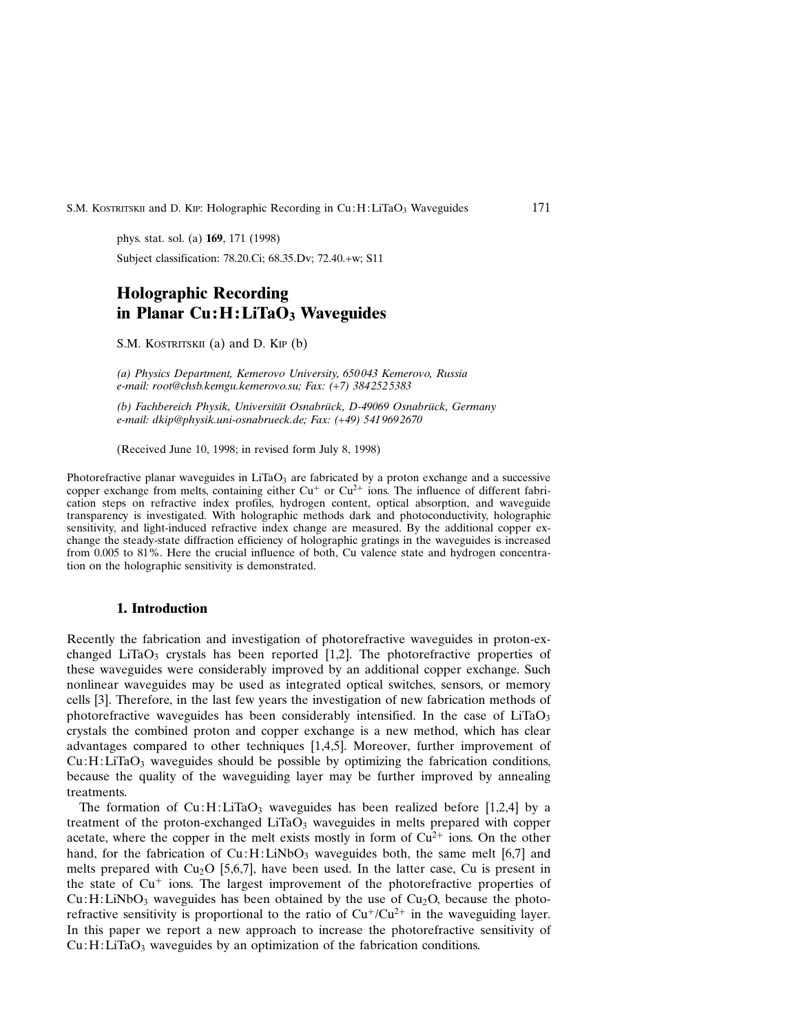phys. stat. sol. (a) **169**, 171 (1998)

Subject classification: 78.20.Ci; 68.35.Dv; 72.40.+w; S11

# Holographic Recording in Planar Cu:H:$LiTaO_3$ Waveguides

S.M. Kostritskii (a) and D. Kip (b)

*(a) Physics Department, Kemerovo University, 650043 Kemerovo, Russia*
*e-mail: root@chsb.kemgu.kemerovo.su; Fax: (+7) 3842525383*

*(b) Fachbereich Physik, Universität Osnabrück, D-49069 Osnabrück, Germany*
*e-mail: dkip@physik.uni-osnabrueck.de; Fax: (+49) 5419692670*

(Received June 10, 1998; in revised form July 8, 1998)

Photorefractive planar waveguides in $LiTaO_3$ are fabricated by a proton exchange and a successive copper exchange from melts, containing either $Cu^{+}$ or $Cu^{2+}$ ions. The influence of different fabrication steps on refractive index profiles, hydrogen content, optical absorption, and waveguide transparency is investigated. With holographic methods dark and photoconductivity, holographic sensitivity, and light-induced refractive index change are measured. By the additional copper exchange the steady-state diffraction efficiency of holographic gratings in the waveguides is increased from 0.005 to 81%. Here the crucial influence of both, Cu valence state and hydrogen concentration on the holographic sensitivity is demonstrated.

## 1. Introduction

Recently the fabrication and investigation of photorefractive waveguides in proton-exchanged $LiTaO_3$ crystals has been reported [1,2]. The photorefractive properties of these waveguides were considerably improved by an additional copper exchange. Such nonlinear waveguides may be used as integrated optical switches, sensors, or memory cells [3]. Therefore, in the last few years the investigation of new fabrication methods of photorefractive waveguides has been considerably intensified. In the case of $LiTaO_3$ crystals the combined proton and copper exchange is a new method, which has clear advantages compared to other techniques [1,4,5]. Moreover, further improvement of Cu:H:$LiTaO_3$ waveguides should be possible by optimizing the fabrication conditions, because the quality of the waveguiding layer may be further improved by annealing treatments.

The formation of Cu:H:$LiTaO_3$ waveguides has been realized before [1,2,4] by a treatment of the proton-exchanged $LiTaO_3$ waveguides in melts prepared with copper acetate, where the copper in the melt exists mostly in form of $Cu^{2+}$ ions. On the other hand, for the fabrication of Cu:H:$LiNbO_3$ waveguides both, the same melt [6,7] and melts prepared with $Cu_2O$ [5,6,7], have been used. In the latter case, Cu is present in the state of $Cu^{+}$ ions. The largest improvement of the photorefractive properties of Cu:H:$LiNbO_3$ waveguides has been obtained by the use of $Cu_2O$, because the photorefractive sensitivity is proportional to the ratio of $Cu^{+}/Cu^{2+}$ in the waveguiding layer. In this paper we report a new approach to increase the photorefractive sensitivity of Cu:H:$LiTaO_3$ waveguides by an optimization of the fabrication conditions.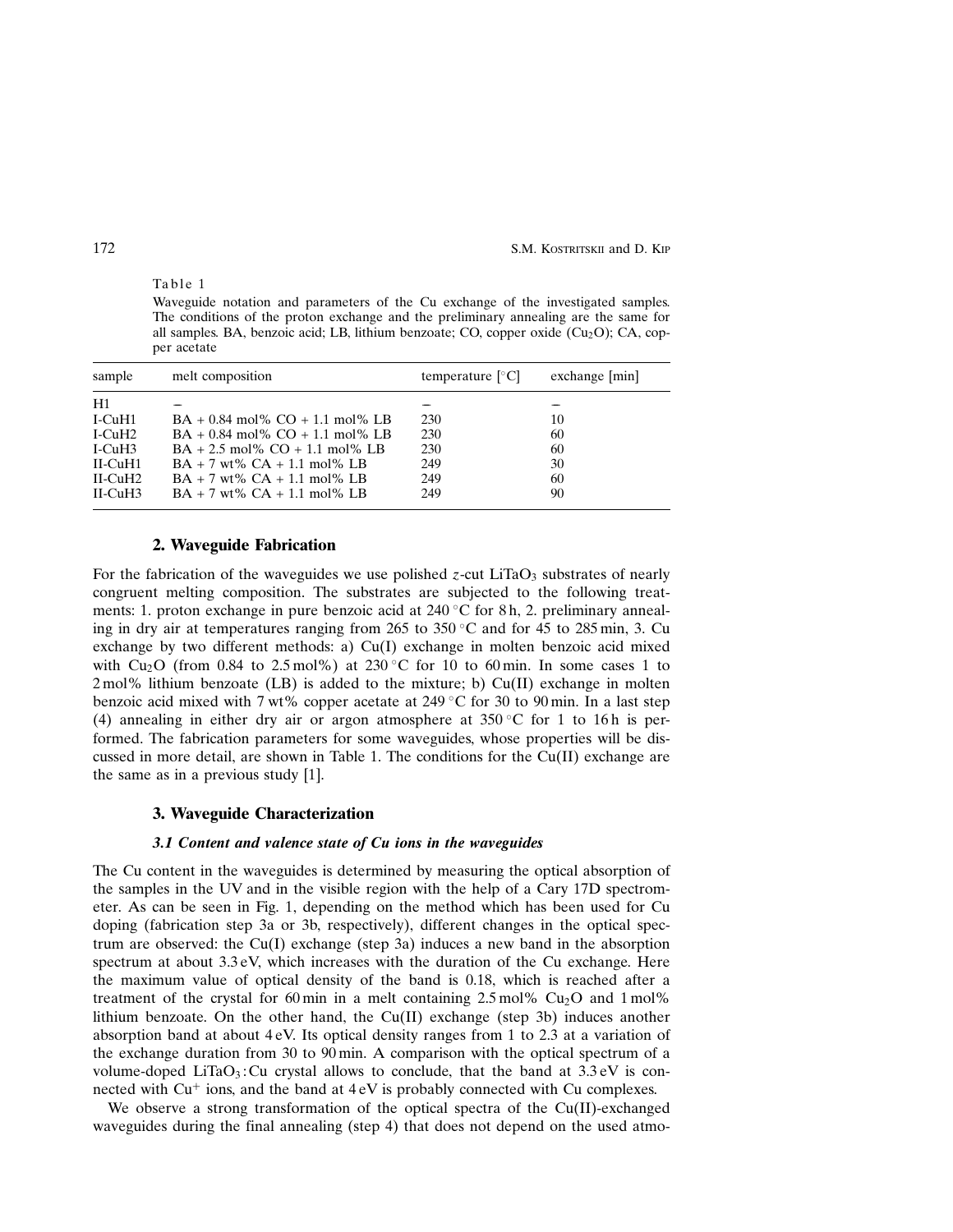Table 1

Waveguide notation and parameters of the Cu exchange of the investigated samples. The conditions of the proton exchange and the preliminary annealing are the same for all samples. BA, benzoic acid; LB, lithium benzoate; CO, copper oxide ($Cu_2O$); CA, copper acetate

| sample | melt composition | temperature [°C] | exchange [min] |
|---|---|---|---|
| H1 | – | – | – |
| I-CuH1 | BA + 0.84 mol% CO + 1.1 mol% LB | 230 | 10 |
| I-CuH2 | BA + 0.84 mol% CO + 1.1 mol% LB | 230 | 60 |
| I-CuH3 | BA + 2.5 mol% CO + 1.1 mol% LB | 230 | 60 |
| II-CuH1 | BA + 7 wt% CA + 1.1 mol% LB | 249 | 30 |
| II-CuH2 | BA + 7 wt% CA + 1.1 mol% LB | 249 | 60 |
| II-CuH3 | BA + 7 wt% CA + 1.1 mol% LB | 249 | 90 |

## 2. Waveguide Fabrication

For the fabrication of the waveguides we use polished $z$-cut $LiTaO_3$ substrates of nearly congruent melting composition. The substrates are subjected to the following treatments: 1. proton exchange in pure benzoic acid at 240 °C for 8 h, 2. preliminary annealing in dry air at temperatures ranging from 265 to 350 °C and for 45 to 285 min, 3. Cu exchange by two different methods: a) Cu(I) exchange in molten benzoic acid mixed with $Cu_2O$ (from 0.84 to 2.5 mol%) at 230 °C for 10 to 60 min. In some cases 1 to 2 mol% lithium benzoate (LB) is added to the mixture; b) Cu(II) exchange in molten benzoic acid mixed with 7 wt% copper acetate at 249 °C for 30 to 90 min. In a last step (4) annealing in either dry air or argon atmosphere at 350 °C for 1 to 16 h is performed. The fabrication parameters for some waveguides, whose properties will be discussed in more detail, are shown in Table 1. The conditions for the Cu(II) exchange are the same as in a previous study [1].

## 3. Waveguide Characterization

### *3.1 Content and valence state of Cu ions in the waveguides*

The Cu content in the waveguides is determined by measuring the optical absorption of the samples in the UV and in the visible region with the help of a Cary 17D spectrometer. As can be seen in Fig. 1, depending on the method which has been used for Cu doping (fabrication step 3a or 3b, respectively), different changes in the optical spectrum are observed: the Cu(I) exchange (step 3a) induces a new band in the absorption spectrum at about 3.3 eV, which increases with the duration of the Cu exchange. Here the maximum value of optical density of the band is 0.18, which is reached after a treatment of the crystal for 60 min in a melt containing 2.5 mol% $Cu_2O$ and 1 mol% lithium benzoate. On the other hand, the Cu(II) exchange (step 3b) induces another absorption band at about 4 eV. Its optical density ranges from 1 to 2.3 at a variation of the exchange duration from 30 to 90 min. A comparison with the optical spectrum of a volume-doped $LiTaO_3$:Cu crystal allows to conclude, that the band at 3.3 eV is connected with $Cu^+$ ions, and the band at 4 eV is probably connected with Cu complexes.

We observe a strong transformation of the optical spectra of the Cu(II)-exchanged waveguides during the final annealing (step 4) that does not depend on the used atmo-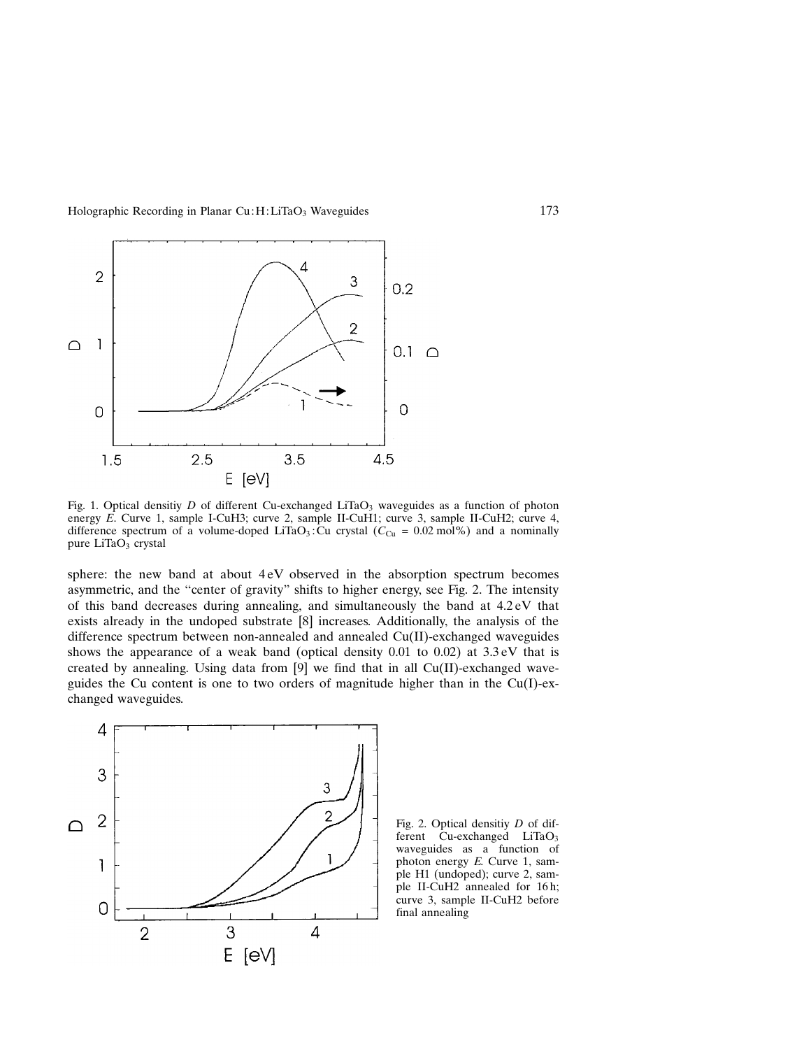Fig. 1. Optical densitiy $D$ of different Cu-exchanged $LiTaO_3$ waveguides as a function of photon energy $E$. Curve 1, sample I-CuH3; curve 2, sample II-CuH1; curve 3, sample II-CuH2; curve 4, difference spectrum of a volume-doped $LiTaO_3$:Cu crystal ($C_{Cu}$ = 0.02 mol%) and a nominally pure $LiTaO_3$ crystal

sphere: the new band at about 4 eV observed in the absorption spectrum becomes asymmetric, and the "center of gravity" shifts to higher energy, see Fig. 2. The intensity of this band decreases during annealing, and simultaneously the band at 4.2 eV that exists already in the undoped substrate [8] increases. Additionally, the analysis of the difference spectrum between non-annealed and annealed Cu(II)-exchanged waveguides shows the appearance of a weak band (optical density 0.01 to 0.02) at 3.3 eV that is created by annealing. Using data from [9] we find that in all Cu(II)-exchanged waveguides the Cu content is one to two orders of magnitude higher than in the Cu(I)-exchanged waveguides.

Fig. 2. Optical densitiy $D$ of different Cu-exchanged $LiTaO_3$ waveguides as a function of photon energy $E$. Curve 1, sample H1 (undoped); curve 2, sample II-CuH2 annealed for 16 h; curve 3, sample II-CuH2 before final annealing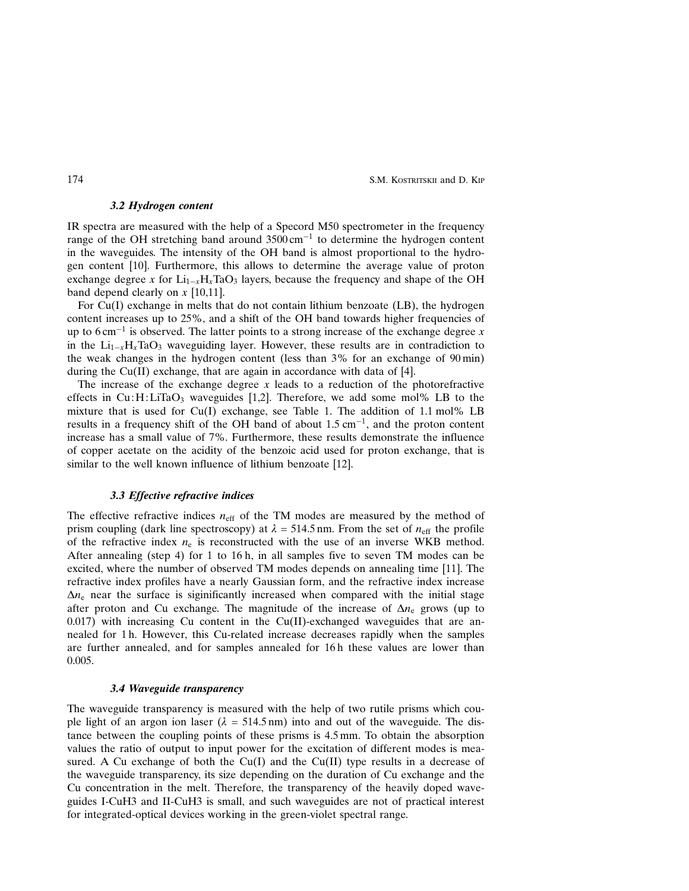### 3.2 Hydrogen content

IR spectra are measured with the help of a Specord M50 spectrometer in the frequency range of the OH stretching band around 3500 $cm^{-1}$ to determine the hydrogen content in the waveguides. The intensity of the OH band is almost proportional to the hydrogen content [10]. Furthermore, this allows to determine the average value of proton exchange degree $x$ for $Li_{1-x}H_xTaO_3$ layers, because the frequency and shape of the OH band depend clearly on $x$ [10,11].

For Cu(I) exchange in melts that do not contain lithium benzoate (LB), the hydrogen content increases up to 25%, and a shift of the OH band towards higher frequencies of up to 6 $cm^{-1}$ is observed. The latter points to a strong increase of the exchange degree $x$ in the $Li_{1-x}H_xTaO_3$ waveguiding layer. However, these results are in contradiction to the weak changes in the hydrogen content (less than 3% for an exchange of 90 min) during the Cu(II) exchange, that are again in accordance with data of [4].

The increase of the exchange degree $x$ leads to a reduction of the photorefractive effects in Cu:H:$LiTaO_3$ waveguides [1,2]. Therefore, we add some mol% LB to the mixture that is used for Cu(I) exchange, see Table 1. The addition of 1.1 mol% LB results in a frequency shift of the OH band of about 1.5 $cm^{-1}$, and the proton content increase has a small value of 7%. Furthermore, these results demonstrate the influence of copper acetate on the acidity of the benzoic acid used for proton exchange, that is similar to the well known influence of lithium benzoate [12].

### 3.3 Effective refractive indices

The effective refractive indices $n_{eff}$ of the TM modes are measured by the method of prism coupling (dark line spectroscopy) at $\lambda = 514.5$ nm. From the set of $n_{eff}$ the profile of the refractive index $n_e$ is reconstructed with the use of an inverse WKB method. After annealing (step 4) for 1 to 16 h, in all samples five to seven TM modes can be excited, where the number of observed TM modes depends on annealing time [11]. The refractive index profiles have a nearly Gaussian form, and the refractive index increase $\Delta n_e$ near the surface is siginificantly increased when compared with the initial stage after proton and Cu exchange. The magnitude of the increase of $\Delta n_e$ grows (up to 0.017) with increasing Cu content in the Cu(II)-exchanged waveguides that are annealed for 1 h. However, this Cu-related increase decreases rapidly when the samples are further annealed, and for samples annealed for 16 h these values are lower than 0.005.

### 3.4 Waveguide transparency

The waveguide transparency is measured with the help of two rutile prisms which couple light of an argon ion laser ($\lambda = 514.5$ nm) into and out of the waveguide. The distance between the coupling points of these prisms is 4.5 mm. To obtain the absorption values the ratio of output to input power for the excitation of different modes is measured. A Cu exchange of both the Cu(I) and the Cu(II) type results in a decrease of the waveguide transparency, its size depending on the duration of Cu exchange and the Cu concentration in the melt. Therefore, the transparency of the heavily doped waveguides I-CuH3 and II-CuH3 is small, and such waveguides are not of practical interest for integrated-optical devices working in the green-violet spectral range.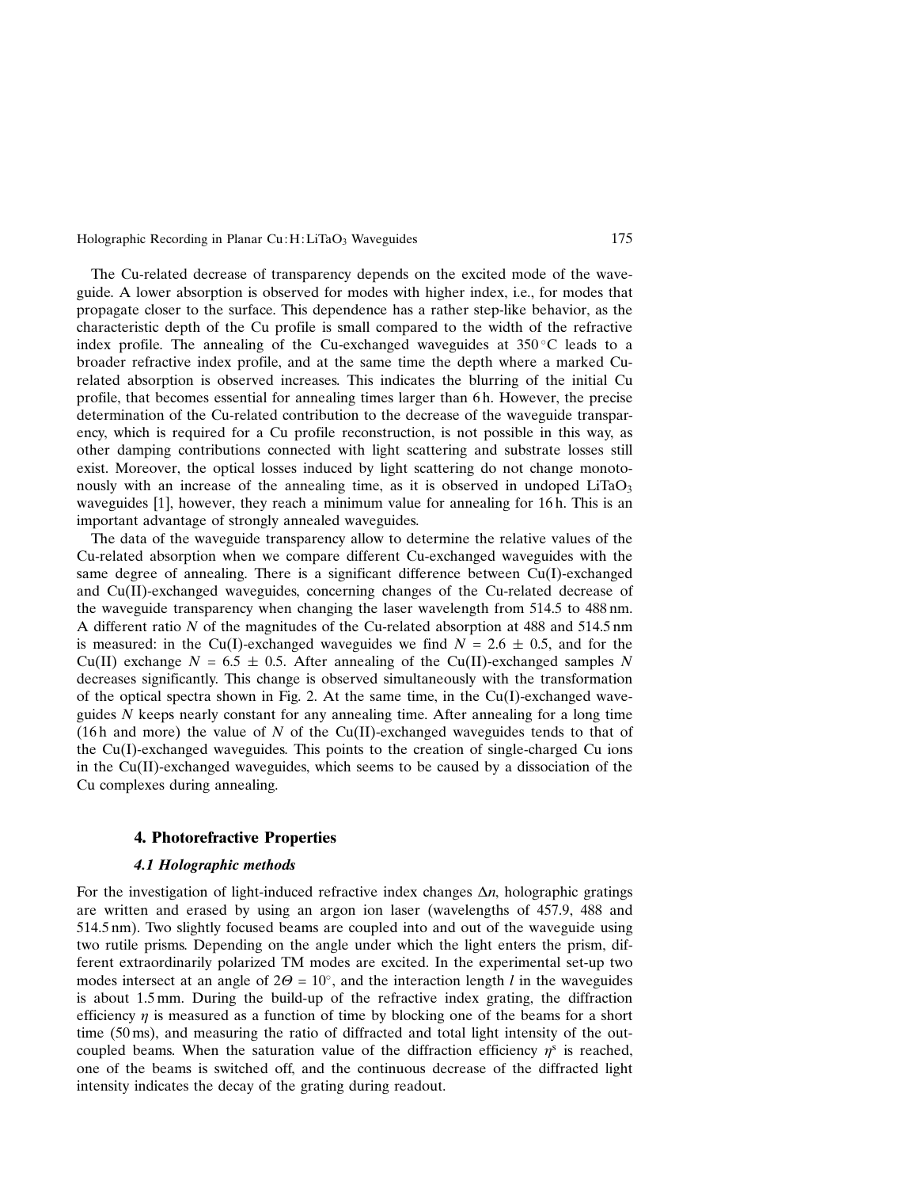The Cu-related decrease of transparency depends on the excited mode of the waveguide. A lower absorption is observed for modes with higher index, i.e., for modes that propagate closer to the surface. This dependence has a rather step-like behavior, as the characteristic depth of the Cu profile is small compared to the width of the refractive index profile. The annealing of the Cu-exchanged waveguides at 350 °C leads to a broader refractive index profile, and at the same time the depth where a marked Cu-related absorption is observed increases. This indicates the blurring of the initial Cu profile, that becomes essential for annealing times larger than 6 h. However, the precise determination of the Cu-related contribution to the decrease of the waveguide transparency, which is required for a Cu profile reconstruction, is not possible in this way, as other damping contributions connected with light scattering and substrate losses still exist. Moreover, the optical losses induced by light scattering do not change monotonously with an increase of the annealing time, as it is observed in undoped $LiTaO_3$ waveguides [1], however, they reach a minimum value for annealing for 16 h. This is an important advantage of strongly annealed waveguides.

The data of the waveguide transparency allow to determine the relative values of the Cu-related absorption when we compare different Cu-exchanged waveguides with the same degree of annealing. There is a significant difference between Cu(I)-exchanged and Cu(II)-exchanged waveguides, concerning changes of the Cu-related decrease of the waveguide transparency when changing the laser wavelength from 514.5 to 488 nm. A different ratio $N$ of the magnitudes of the Cu-related absorption at 488 and 514.5 nm is measured: in the Cu(I)-exchanged waveguides we find $N = 2.6 \pm 0.5$, and for the Cu(II) exchange $N = 6.5 \pm 0.5$. After annealing of the Cu(II)-exchanged samples $N$ decreases significantly. This change is observed simultaneously with the transformation of the optical spectra shown in Fig. 2. At the same time, in the Cu(I)-exchanged waveguides $N$ keeps nearly constant for any annealing time. After annealing for a long time (16 h and more) the value of $N$ of the Cu(II)-exchanged waveguides tends to that of the Cu(I)-exchanged waveguides. This points to the creation of single-charged Cu ions in the Cu(II)-exchanged waveguides, which seems to be caused by a dissociation of the Cu complexes during annealing.

## 4. Photorefractive Properties

### *4.1 Holographic methods*

For the investigation of light-induced refractive index changes $\Delta n$, holographic gratings are written and erased by using an argon ion laser (wavelengths of 457.9, 488 and 514.5 nm). Two slightly focused beams are coupled into and out of the waveguide using two rutile prisms. Depending on the angle under which the light enters the prism, different extraordinarily polarized TM modes are excited. In the experimental set-up two modes intersect at an angle of $2\Theta = 10^\circ$, and the interaction length $l$ in the waveguides is about 1.5 mm. During the build-up of the refractive index grating, the diffraction efficiency $\eta$ is measured as a function of time by blocking one of the beams for a short time (50 ms), and measuring the ratio of diffracted and total light intensity of the out-coupled beams. When the saturation value of the diffraction efficiency $\eta^s$ is reached, one of the beams is switched off, and the continuous decrease of the diffracted light intensity indicates the decay of the grating during readout.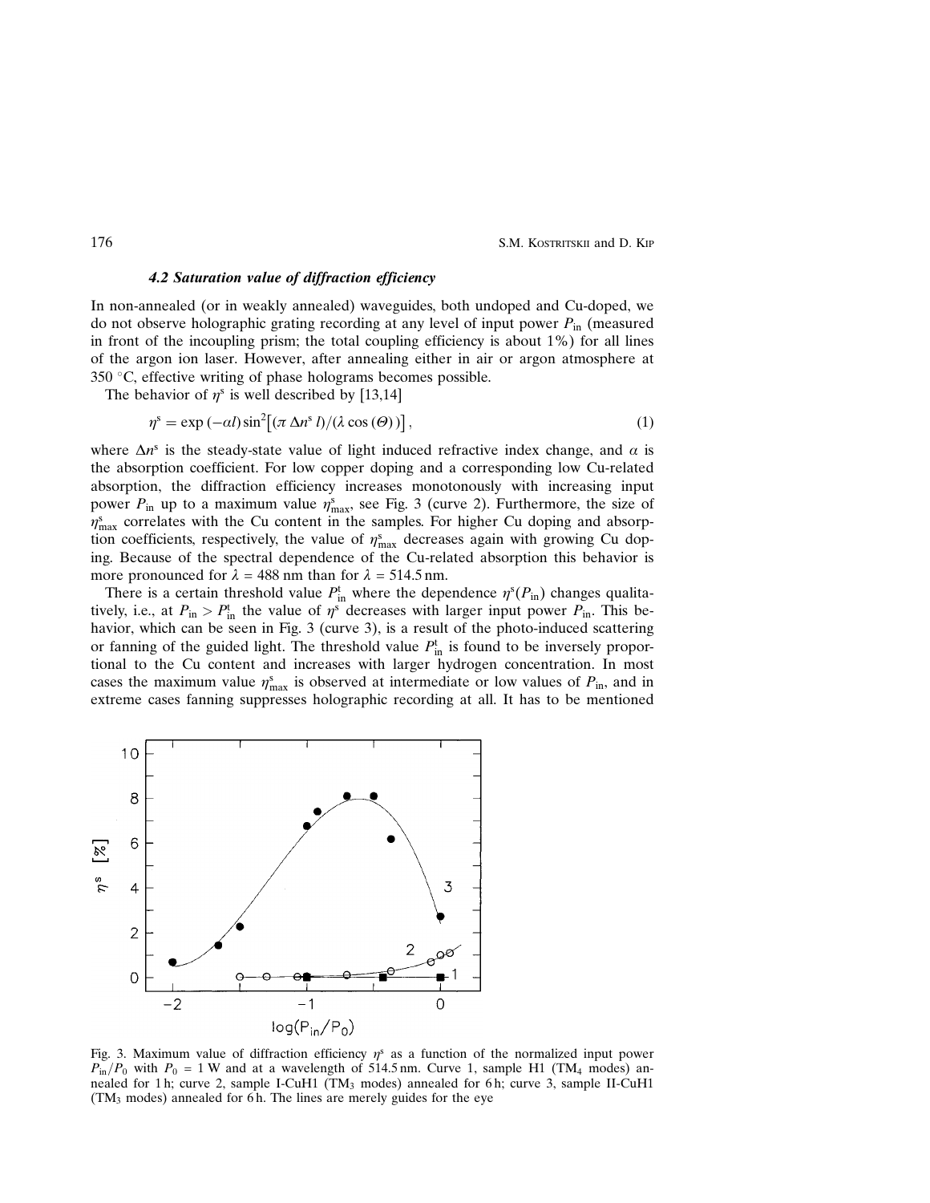#### *4.2 Saturation value of diffraction efficiency*

In non-annealed (or in weakly annealed) waveguides, both undoped and Cu-doped, we do not observe holographic grating recording at any level of input power $P_{in}$ (measured in front of the incoupling prism; the total coupling efficiency is about 1%) for all lines of the argon ion laser. However, after annealing either in air or argon atmosphere at 350 °C, effective writing of phase holograms becomes possible.

The behavior of $\eta^s$ is well described by [13,14]

$$\eta^s = \exp(-\alpha l) \sin^2\left[ (\pi \, \Delta n^s \, l)/(\lambda \cos(\Theta)) \right], \tag{1}$$

where $\Delta n^s$ is the steady-state value of light induced refractive index change, and $\alpha$ is the absorption coefficient. For low copper doping and a corresponding low Cu-related absorption, the diffraction efficiency increases monotonously with increasing input power $P_{in}$ up to a maximum value $\eta^s_{max}$, see Fig. 3 (curve 2). Furthermore, the size of $\eta^s_{max}$ correlates with the Cu content in the samples. For higher Cu doping and absorption coefficients, respectively, the value of $\eta^s_{max}$ decreases again with growing Cu doping. Because of the spectral dependence of the Cu-related absorption this behavior is more pronounced for $\lambda$ = 488 nm than for $\lambda$ = 514.5 nm.

There is a certain threshold value $P^t_{in}$ where the dependence $\eta^s(P_{in})$ changes qualitatively, i.e., at $P_{in} > P^t_{in}$ the value of $\eta^s$ decreases with larger input power $P_{in}$. This behavior, which can be seen in Fig. 3 (curve 3), is a result of the photo-induced scattering or fanning of the guided light. The threshold value $P^t_{in}$ is found to be inversely proportional to the Cu content and increases with larger hydrogen concentration. In most cases the maximum value $\eta^s_{max}$ is observed at intermediate or low values of $P_{in}$, and in extreme cases fanning suppresses holographic recording at all. It has to be mentioned

Fig. 3. Maximum value of diffraction efficiency $\eta^s$ as a function of the normalized input power $P_{in}/P_0$ with $P_0$ = 1 W and at a wavelength of 514.5 nm. Curve 1, sample H1 ($TM_4$ modes) annealed for 1 h; curve 2, sample I-CuH1 ($TM_3$ modes) annealed for 6 h; curve 3, sample II-CuH1 ($TM_3$ modes) annealed for 6 h. The lines are merely guides for the eye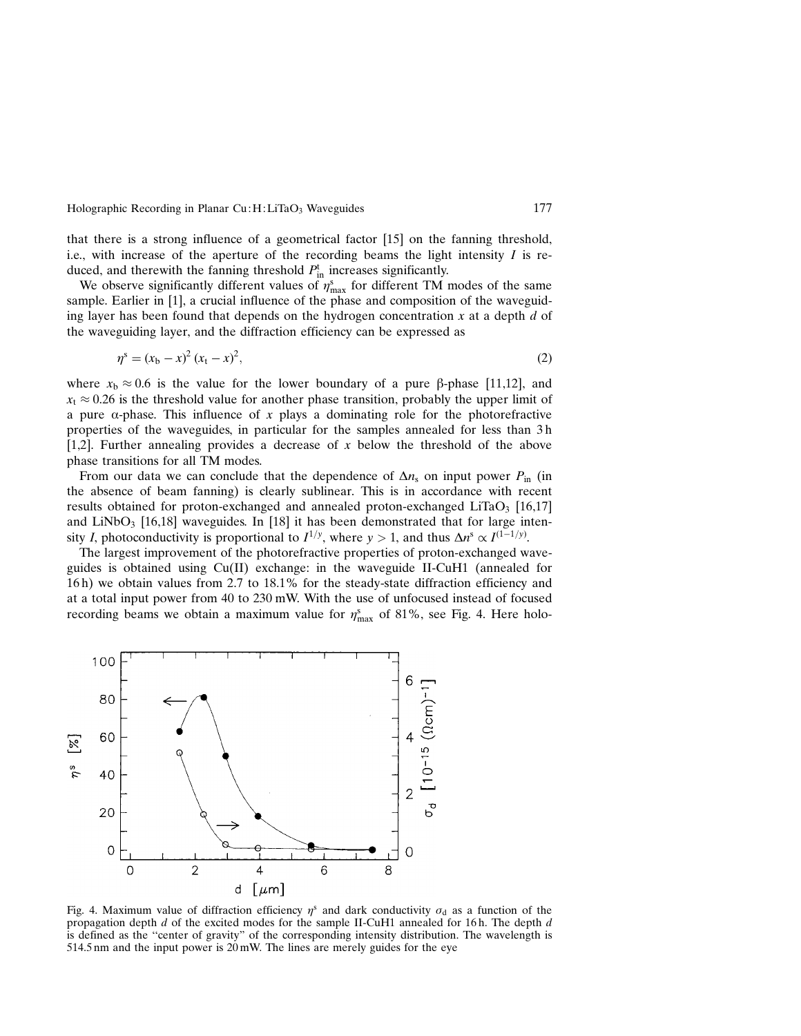that there is a strong influence of a geometrical factor [15] on the fanning threshold, i.e., with increase of the aperture of the recording beams the light intensity $I$ is reduced, and therewith the fanning threshold $P_{in}^{t}$ increases significantly.

We observe significantly different values of $\eta_{max}^{s}$ for different TM modes of the same sample. Earlier in [1], a crucial influence of the phase and composition of the waveguiding layer has been found that depends on the hydrogen concentration $x$ at a depth $d$ of the waveguiding layer, and the diffraction efficiency can be expressed as

$$\eta^{s} = (x_{b} - x)^{2}\,(x_{t} - x)^{2}, \tag{2}$$

where $x_b \approx 0.6$ is the value for the lower boundary of a pure β-phase [11,12], and $x_t \approx 0.26$ is the threshold value for another phase transition, probably the upper limit of a pure α-phase. This influence of $x$ plays a dominating role for the photorefractive properties of the waveguides, in particular for the samples annealed for less than 3 h [1,2]. Further annealing provides a decrease of $x$ below the threshold of the above phase transitions for all TM modes.

From our data we can conclude that the dependence of $\Delta n_s$ on input power $P_{in}$ (in the absence of beam fanning) is clearly sublinear. This is in accordance with recent results obtained for proton-exchanged and annealed proton-exchanged $LiTaO_3$ [16,17] and $LiNbO_3$ [16,18] waveguides. In [18] it has been demonstrated that for large intensity $I$, photoconductivity is proportional to $I^{1/y}$, where $y > 1$, and thus $\Delta n^{s} \propto I^{(1-1/y)}$.

The largest improvement of the photorefractive properties of proton-exchanged waveguides is obtained using Cu(II) exchange: in the waveguide II-CuH1 (annealed for 16 h) we obtain values from 2.7 to 18.1% for the steady-state diffraction efficiency and at a total input power from 40 to 230 mW. With the use of unfocused instead of focused recording beams we obtain a maximum value for $\eta_{max}^{s}$ of 81%, see Fig. 4. Here holo-

Fig. 4. Maximum value of diffraction efficiency $\eta^{s}$ and dark conductivity $\sigma_d$ as a function of the propagation depth $d$ of the excited modes for the sample II-CuH1 annealed for 16 h. The depth $d$ is defined as the "center of gravity" of the corresponding intensity distribution. The wavelength is 514.5 nm and the input power is 20 mW. The lines are merely guides for the eye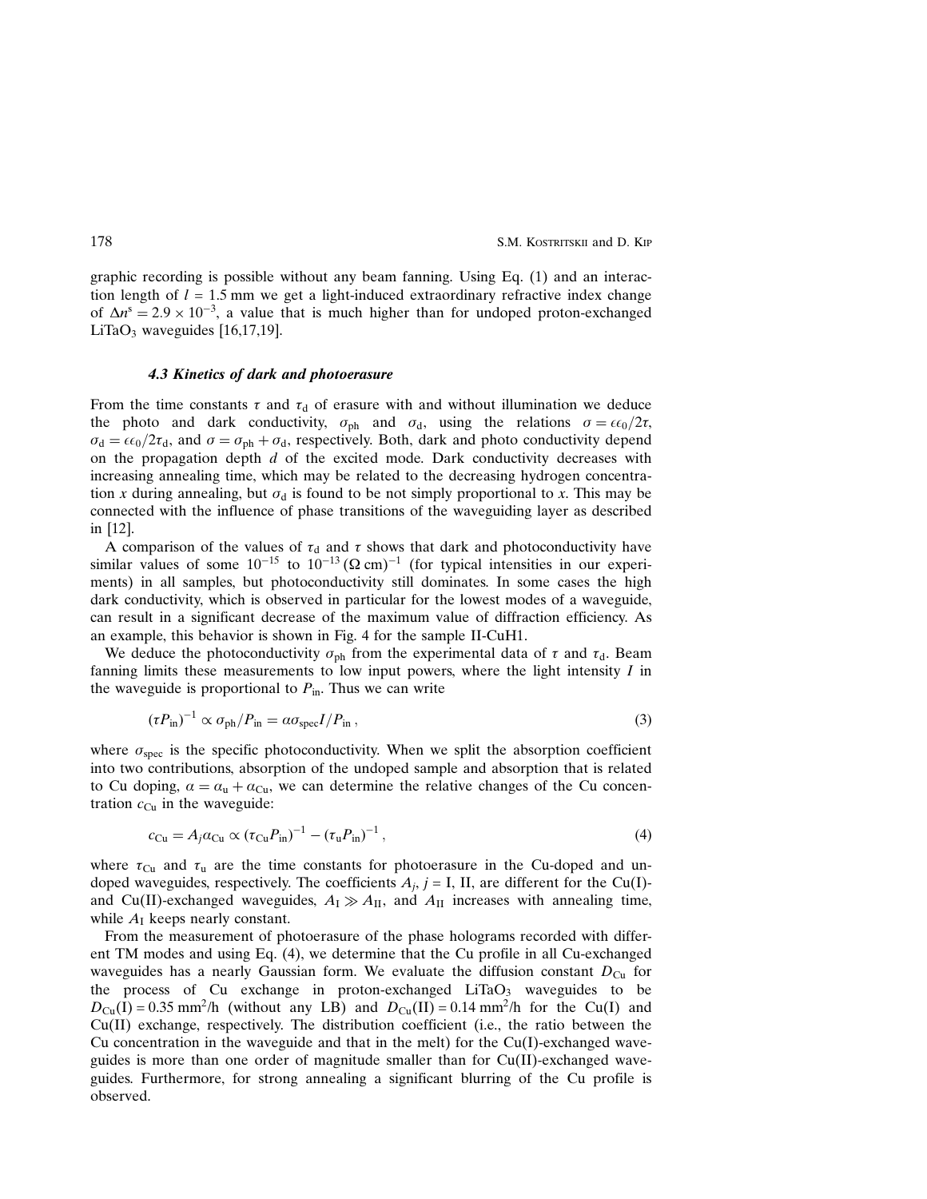graphic recording is possible without any beam fanning. Using Eq. (1) and an interaction length of $l$ = 1.5 mm we get a light-induced extraordinary refractive index change of $\Delta n^{s} = 2.9 \times 10^{-3}$, a value that is much higher than for undoped proton-exchanged $LiTaO_3$ waveguides [16,17,19].

### 4.3 Kinetics of dark and photoerasure

From the time constants $\tau$ and $\tau_d$ of erasure with and without illumination we deduce the photo and dark conductivity, $\sigma_{ph}$ and $\sigma_d$, using the relations $\sigma = \epsilon\epsilon_0/2\tau$, $\sigma_d = \epsilon\epsilon_0/2\tau_d$, and $\sigma = \sigma_{ph} + \sigma_d$, respectively. Both, dark and photo conductivity depend on the propagation depth $d$ of the excited mode. Dark conductivity decreases with increasing annealing time, which may be related to the decreasing hydrogen concentration $x$ during annealing, but $\sigma_d$ is found to be not simply proportional to $x$. This may be connected with the influence of phase transitions of the waveguiding layer as described in [12].

A comparison of the values of $\tau_d$ and $\tau$ shows that dark and photoconductivity have similar values of some $10^{-15}$ to $10^{-13}\,(\Omega\,\text{cm})^{-1}$ (for typical intensities in our experiments) in all samples, but photoconductivity still dominates. In some cases the high dark conductivity, which is observed in particular for the lowest modes of a waveguide, can result in a significant decrease of the maximum value of diffraction efficiency. As an example, this behavior is shown in Fig. 4 for the sample II-CuH1.

We deduce the photoconductivity $\sigma_{ph}$ from the experimental data of $\tau$ and $\tau_d$. Beam fanning limits these measurements to low input powers, where the light intensity $I$ in the waveguide is proportional to $P_{in}$. Thus we can write

$$(\tau P_{in})^{-1} \propto \sigma_{ph}/P_{in} = \alpha\sigma_{spec} I/P_{in}\,, \tag{3}$$

where $\sigma_{spec}$ is the specific photoconductivity. When we split the absorption coefficient into two contributions, absorption of the undoped sample and absorption that is related to Cu doping, $\alpha = \alpha_u + \alpha_{Cu}$, we can determine the relative changes of the Cu concentration $c_{Cu}$ in the waveguide:

$$c_{Cu} = A_j \alpha_{Cu} \propto (\tau_{Cu} P_{in})^{-1} - (\tau_u P_{in})^{-1}\,, \tag{4}$$

where $\tau_{Cu}$ and $\tau_u$ are the time constants for photoerasure in the Cu-doped and undoped waveguides, respectively. The coefficients $A_j$, $j$ = I, II, are different for the Cu(I)- and Cu(II)-exchanged waveguides, $A_I \gg A_{II}$, and $A_{II}$ increases with annealing time, while $A_I$ keeps nearly constant.

From the measurement of photoerasure of the phase holograms recorded with different TM modes and using Eq. (4), we determine that the Cu profile in all Cu-exchanged waveguides has a nearly Gaussian form. We evaluate the diffusion constant $D_{Cu}$ for the process of Cu exchange in proton-exchanged $LiTaO_3$ waveguides to be $D_{Cu}(\text{I}) = 0.35\ \text{mm}^2/\text{h}$ (without any LB) and $D_{Cu}(\text{II}) = 0.14\ \text{mm}^2/\text{h}$ for the Cu(I) and Cu(II) exchange, respectively. The distribution coefficient (i.e., the ratio between the Cu concentration in the waveguide and that in the melt) for the Cu(I)-exchanged waveguides is more than one order of magnitude smaller than for Cu(II)-exchanged waveguides. Furthermore, for strong annealing a significant blurring of the Cu profile is observed.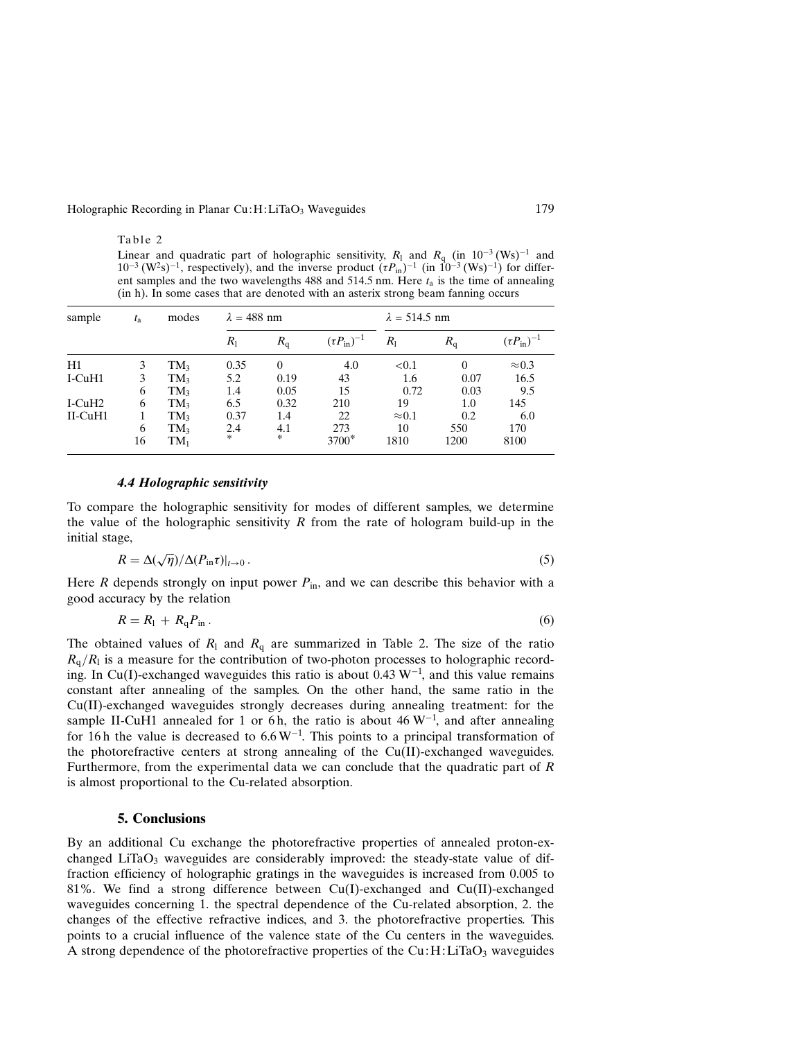Table 2

Linear and quadratic part of holographic sensitivity, $R_l$ and $R_q$ (in $10^{-3}\,(\mathrm{Ws})^{-1}$ and $10^{-3}\,(\mathrm{W^2s})^{-1}$, respectively), and the inverse product $(\tau P_{in})^{-1}$ (in $10^{-3}\,(\mathrm{Ws})^{-1}$) for different samples and the two wavelengths 488 and 514.5 nm. Here $t_a$ is the time of annealing (in h). In some cases that are denoted with an asterix strong beam fanning occurs

| sample | $t_a$ | modes | $\lambda$ = 488 nm | | | $\lambda$ = 514.5 nm | | |
|---|---|---|---|---|---|---|---|---|
| | | | $R_l$ | $R_q$ | $(\tau P_{in})^{-1}$ | $R_l$ | $R_q$ | $(\tau P_{in})^{-1}$ |
| H1 | 3 | $TM_3$ | 0.35 | 0 | 4.0 | <0.1 | 0 | ≈0.3 |
| I-CuH1 | 3 | $TM_3$ | 5.2 | 0.19 | 43 | 1.6 | 0.07 | 16.5 |
| | 6 | $TM_3$ | 1.4 | 0.05 | 15 | 0.72 | 0.03 | 9.5 |
| I-CuH2 | 6 | $TM_3$ | 6.5 | 0.32 | 210 | 19 | 1.0 | 145 |
| II-CuH1 | 1 | $TM_3$ | 0.37 | 1.4 | 22 | ≈0.1 | 0.2 | 6.0 |
| | 6 | $TM_3$ | 2.4 | 4.1 | 273 | 10 | 550 | 170 |
| | 16 | $TM_1$ | * | * | 3700* | 1810 | 1200 | 8100 |

### 4.4 Holographic sensitivity

To compare the holographic sensitivity for modes of different samples, we determine the value of the holographic sensitivity $R$ from the rate of hologram build-up in the initial stage,

$$R = \Delta(\sqrt{\eta})/\Delta(P_{in}\tau)|_{t\to 0}\,. \tag{5}$$

Here $R$ depends strongly on input power $P_{in}$, and we can describe this behavior with a good accuracy by the relation

$$R = R_l + R_q P_{in}\,. \tag{6}$$

The obtained values of $R_l$ and $R_q$ are summarized in Table 2. The size of the ratio $R_q/R_l$ is a measure for the contribution of two-photon processes to holographic recording. In Cu(I)-exchanged waveguides this ratio is about 0.43 $\mathrm{W}^{-1}$, and this value remains constant after annealing of the samples. On the other hand, the same ratio in the Cu(II)-exchanged waveguides strongly decreases during annealing treatment: for the sample II-CuH1 annealed for 1 or 6 h, the ratio is about 46 $\mathrm{W}^{-1}$, and after annealing for 16 h the value is decreased to 6.6 $\mathrm{W}^{-1}$. This points to a principal transformation of the photorefractive centers at strong annealing of the Cu(II)-exchanged waveguides. Furthermore, from the experimental data we can conclude that the quadratic part of $R$ is almost proportional to the Cu-related absorption.

## 5. Conclusions

By an additional Cu exchange the photorefractive properties of annealed proton-exchanged $LiTaO_3$ waveguides are considerably improved: the steady-state value of diffraction efficiency of holographic gratings in the waveguides is increased from 0.005 to 81%. We find a strong difference between Cu(I)-exchanged and Cu(II)-exchanged waveguides concerning 1. the spectral dependence of the Cu-related absorption, 2. the changes of the effective refractive indices, and 3. the photorefractive properties. This points to a crucial influence of the valence state of the Cu centers in the waveguides. A strong dependence of the photorefractive properties of the Cu:H:$LiTaO_3$ waveguides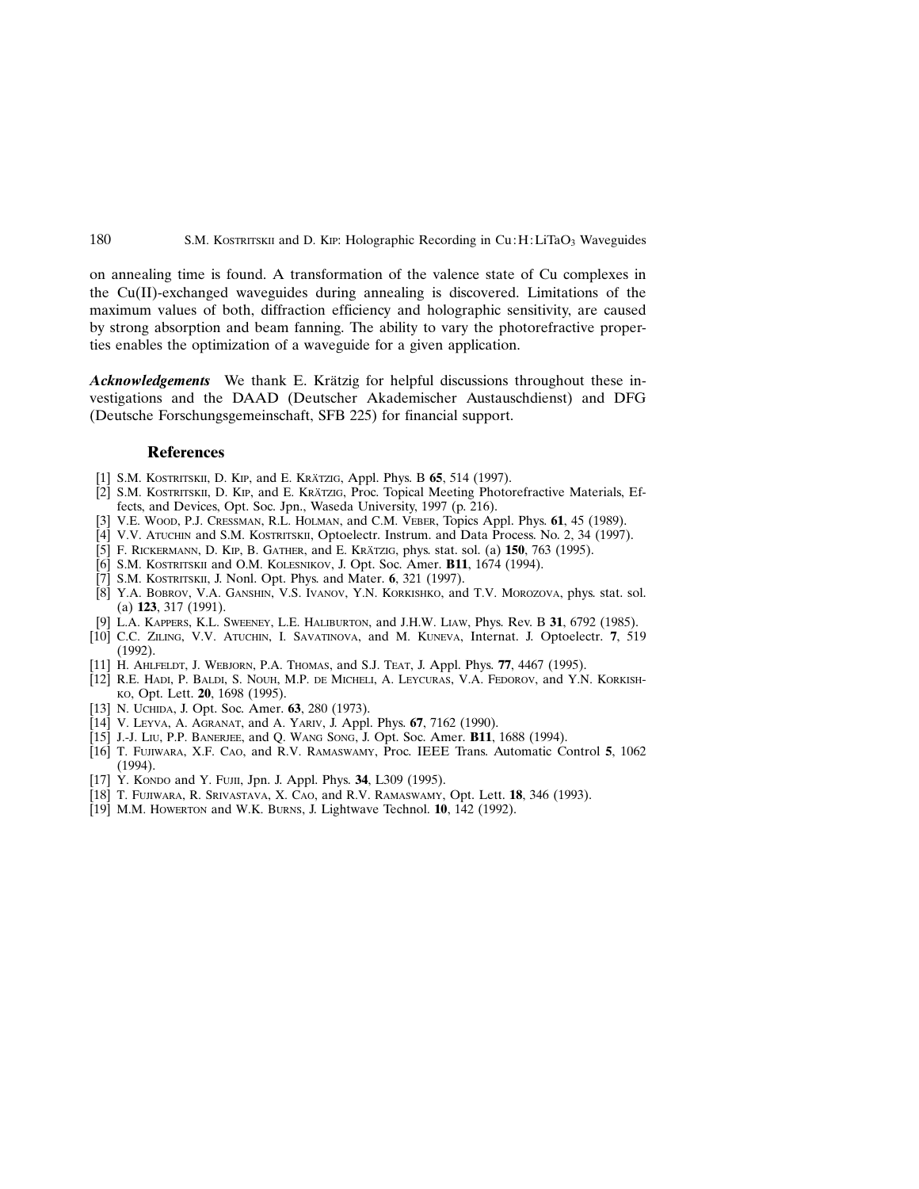on annealing time is found. A transformation of the valence state of Cu complexes in the Cu(II)-exchanged waveguides during annealing is discovered. Limitations of the maximum values of both, diffraction efficiency and holographic sensitivity, are caused by strong absorption and beam fanning. The ability to vary the photorefractive properties enables the optimization of a waveguide for a given application.

***Acknowledgements*** We thank E. Krätzig for helpful discussions throughout these investigations and the DAAD (Deutscher Akademischer Austauschdienst) and DFG (Deutsche Forschungsgemeinschaft, SFB 225) for financial support.

## References

[1] S.M. Kostritskii, D. Kip, and E. Krätzig, Appl. Phys. B **65**, 514 (1997).

[2] S.M. Kostritskii, D. Kip, and E. Krätzig, Proc. Topical Meeting Photorefractive Materials, Effects, and Devices, Opt. Soc. Jpn., Waseda University, 1997 (p. 216).

[3] V.E. Wood, P.J. Cressman, R.L. Holman, and C.M. Veber, Topics Appl. Phys. **61**, 45 (1989).

[4] V.V. Atuchin and S.M. Kostritskii, Optoelectr. Instrum. and Data Process. No. 2, 34 (1997).

[5] F. Rickermann, D. Kip, B. Gather, and E. Krätzig, phys. stat. sol. (a) **150**, 763 (1995).

[6] S.M. Kostritskii and O.M. Kolesnikov, J. Opt. Soc. Amer. **B11**, 1674 (1994).

[7] S.M. Kostritskii, J. Nonl. Opt. Phys. and Mater. **6**, 321 (1997).

[8] Y.A. Bobrov, V.A. Ganshin, V.S. Ivanov, Y.N. Korkishko, and T.V. Morozova, phys. stat. sol. (a) **123**, 317 (1991).

[9] L.A. Kappers, K.L. Sweeney, L.E. Haliburton, and J.H.W. Liaw, Phys. Rev. B **31**, 6792 (1985).

[10] C.C. Ziling, V.V. Atuchin, I. Savatinova, and M. Kuneva, Internat. J. Optoelectr. **7**, 519 (1992).

[11] H. Ahlfeldt, J. Webjorn, P.A. Thomas, and S.J. Teat, J. Appl. Phys. **77**, 4467 (1995).

[12] R.E. Hadi, P. Baldi, S. Nouh, M.P. de Micheli, A. Leycuras, V.A. Fedorov, and Y.N. Korkishko, Opt. Lett. **20**, 1698 (1995).

[13] N. Uchida, J. Opt. Soc. Amer. **63**, 280 (1973).

[14] V. Leyva, A. Agranat, and A. Yariv, J. Appl. Phys. **67**, 7162 (1990).

[15] J.-J. Liu, P.P. Banerjee, and Q. Wang Song, J. Opt. Soc. Amer. **B11**, 1688 (1994).

[16] T. Fujiwara, X.F. Cao, and R.V. Ramaswamy, Proc. IEEE Trans. Automatic Control **5**, 1062 (1994).

[17] Y. Kondo and Y. Fujii, Jpn. J. Appl. Phys. **34**, L309 (1995).

[18] T. Fujiwara, R. Srivastava, X. Cao, and R.V. Ramaswamy, Opt. Lett. **18**, 346 (1993).

[19] M.M. Howerton and W.K. Burns, J. Lightwave Technol. **10**, 142 (1992).